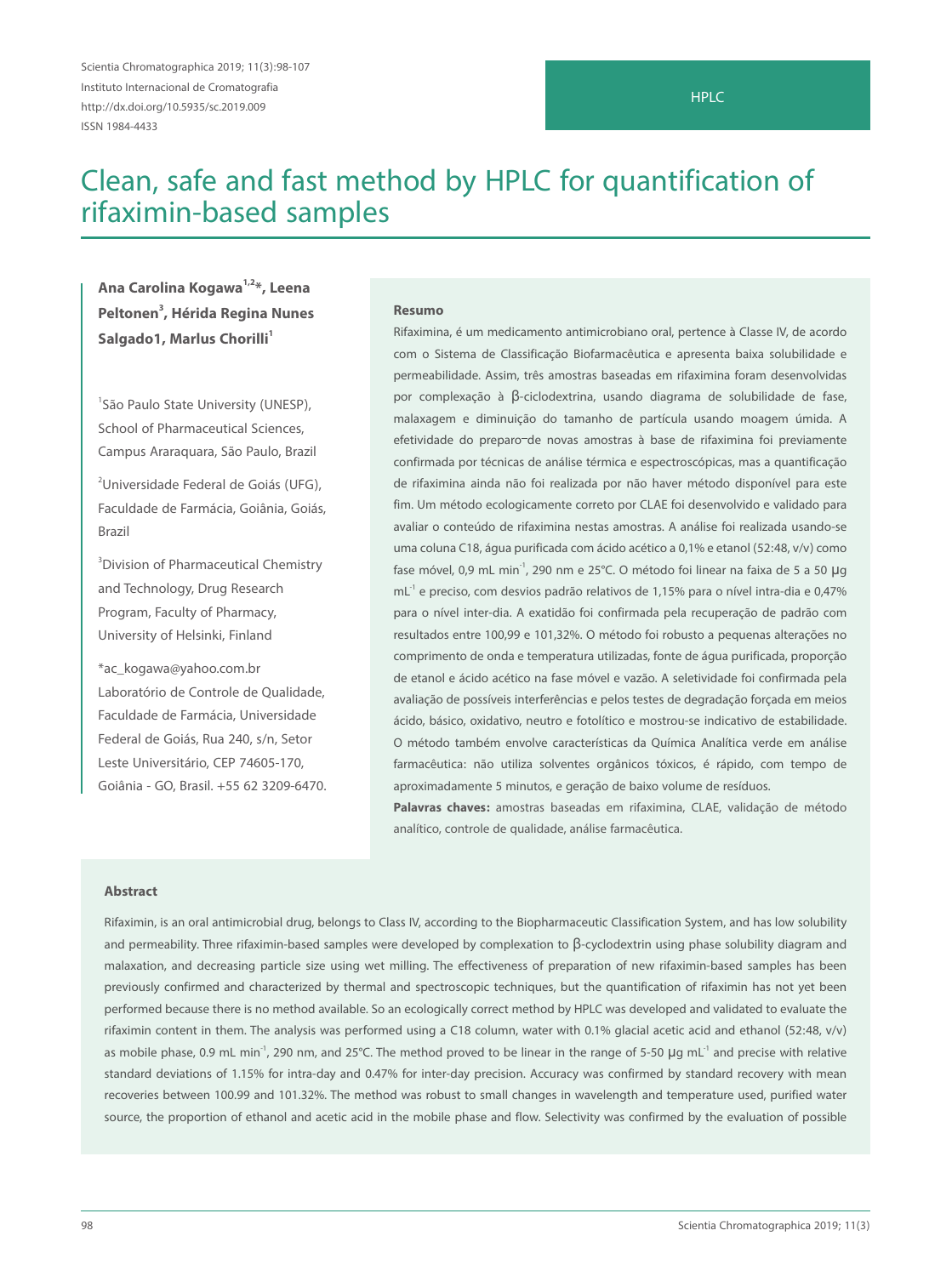HPLC

# Clean, safe and fast method by HPLC for quantification of rifaximin-based samples

**Ana Carolina Kogawa[1,2]*, Leena Peltonen[3], Hérida Regina Nunes Salgado1, Marlus Chorilli[1]**

[1]São Paulo State University (UNESP), School of Pharmaceutical Sciences, Campus Araraquara, São Paulo, Brazil

[2]Universidade Federal de Goiás (UFG), Faculdade de Farmácia, Goiânia, Goiás, Brazil

[3]Division of Pharmaceutical Chemistry and Technology, Drug Research Program, Faculty of Pharmacy, University of Helsinki, Finland

*ac_kogawa@yahoo.com.br
Laboratório de Controle de Qualidade, Faculdade de Farmácia, Universidade Federal de Goiás, Rua 240, s/n, Setor Leste Universitário, CEP 74605-170, Goiânia - GO, Brasil. +55 62 3209-6470.

### Resumo

Rifaximina, é um medicamento antimicrobiano oral, pertence à Classe IV, de acordo com o Sistema de Classificação Biofarmacêutica e apresenta baixa solubilidade e permeabilidade. Assim, três amostras baseadas em rifaximina foram desenvolvidas por complexação à β-ciclodextrina, usando diagrama de solubilidade de fase, malaxagem e diminuição do tamanho de partícula usando moagem úmida. A efetividade do preparo de novas amostras à base de rifaximina foi previamente confirmada por técnicas de análise térmica e espectroscópicas, mas a quantificação de rifaximina ainda não foi realizada por não haver método disponível para este fim. Um método ecologicamente correto por CLAE foi desenvolvido e validado para avaliar o conteúdo de rifaximina nestas amostras. A análise foi realizada usando-se uma coluna C18, água purificada com ácido acético a 0,1% e etanol (52:48, v/v) como fase móvel, 0,9 mL min$^{-1}$, 290 nm e 25°C. O método foi linear na faixa de 5 a 50 μg mL$^{-1}$ e preciso, com desvios padrão relativos de 1,15% para o nível intra-dia e 0,47% para o nível inter-dia. A exatidão foi confirmada pela recuperação de padrão com resultados entre 100,99 e 101,32%. O método foi robusto a pequenas alterações no comprimento de onda e temperatura utilizadas, fonte de água purificada, proporção de etanol e ácido acético na fase móvel e vazão. A seletividade foi confirmada pela avaliação de possíveis interferências e pelos testes de degradação forçada em meios ácido, básico, oxidativo, neutro e fotolítico e mostrou-se indicativo de estabilidade. O método também envolve características da Química Analítica verde em análise farmacêutica: não utiliza solventes orgânicos tóxicos, é rápido, com tempo de aproximadamente 5 minutos, e geração de baixo volume de resíduos.

**Palavras chaves:** amostras baseadas em rifaximina, CLAE, validação de método analítico, controle de qualidade, análise farmacêutica.

### Abstract

Rifaximin, is an oral antimicrobial drug, belongs to Class IV, according to the Biopharmaceutic Classification System, and has low solubility and permeability. Three rifaximin-based samples were developed by complexation to β-cyclodextrin using phase solubility diagram and malaxation, and decreasing particle size using wet milling. The effectiveness of preparation of new rifaximin-based samples has been previously confirmed and characterized by thermal and spectroscopic techniques, but the quantification of rifaximin has not yet been performed because there is no method available. So an ecologically correct method by HPLC was developed and validated to evaluate the rifaximin content in them. The analysis was performed using a C18 column, water with 0.1% glacial acetic acid and ethanol (52:48, v/v) as mobile phase, 0.9 mL min$^{-1}$, 290 nm, and 25°C. The method proved to be linear in the range of 5-50 μg mL$^{-1}$ and precise with relative standard deviations of 1.15% for intra-day and 0.47% for inter-day precision. Accuracy was confirmed by standard recovery with mean recoveries between 100.99 and 101.32%. The method was robust to small changes in wavelength and temperature used, purified water source, the proportion of ethanol and acetic acid in the mobile phase and flow. Selectivity was confirmed by the evaluation of possible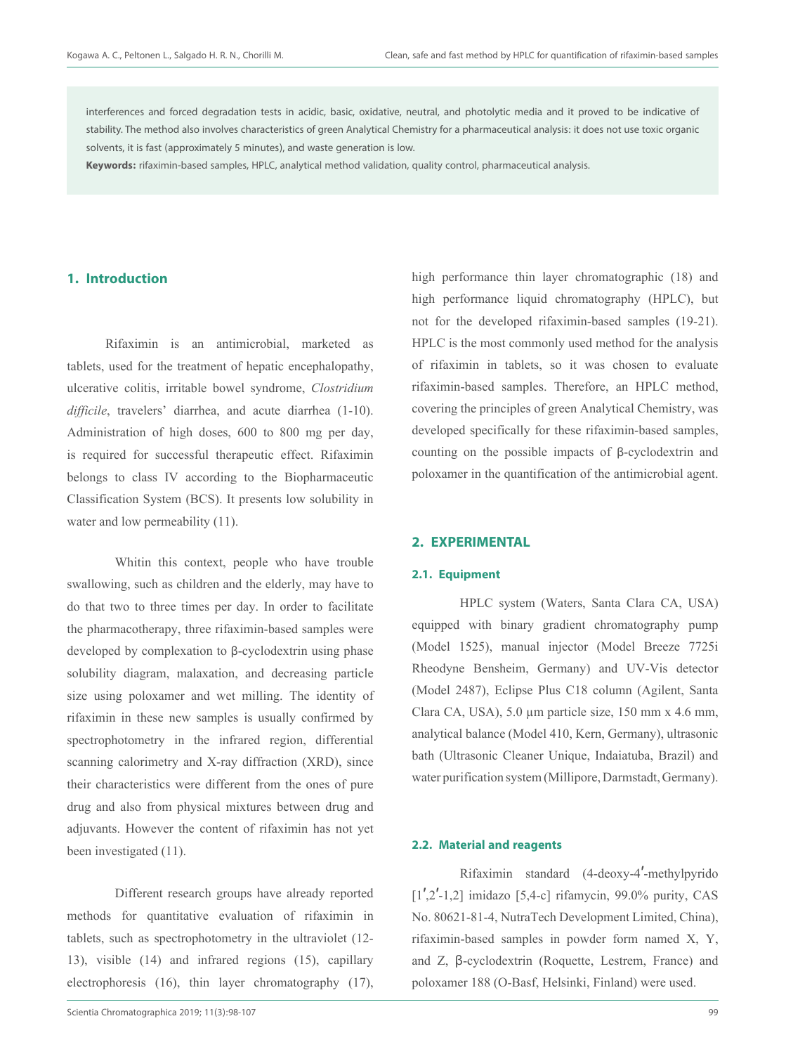interferences and forced degradation tests in acidic, basic, oxidative, neutral, and photolytic media and it proved to be indicative of stability. The method also involves characteristics of green Analytical Chemistry for a pharmaceutical analysis: it does not use toxic organic solvents, it is fast (approximately 5 minutes), and waste generation is low.

**Keywords:** rifaximin-based samples, HPLC, analytical method validation, quality control, pharmaceutical analysis.

## 1. Introduction

Rifaximin is an antimicrobial, marketed as tablets, used for the treatment of hepatic encephalopathy, ulcerative colitis, irritable bowel syndrome, *Clostridium difficile*, travelers' diarrhea, and acute diarrhea (1-10). Administration of high doses, 600 to 800 mg per day, is required for successful therapeutic effect. Rifaximin belongs to class IV according to the Biopharmaceutic Classification System (BCS). It presents low solubility in water and low permeability (11).

Whitin this context, people who have trouble swallowing, such as children and the elderly, may have to do that two to three times per day. In order to facilitate the pharmacotherapy, three rifaximin-based samples were developed by complexation to β-cyclodextrin using phase solubility diagram, malaxation, and decreasing particle size using poloxamer and wet milling. The identity of rifaximin in these new samples is usually confirmed by spectrophotometry in the infrared region, differential scanning calorimetry and X-ray diffraction (XRD), since their characteristics were different from the ones of pure drug and also from physical mixtures between drug and adjuvants. However the content of rifaximin has not yet been investigated (11).

Different research groups have already reported methods for quantitative evaluation of rifaximin in tablets, such as spectrophotometry in the ultraviolet (12-13), visible (14) and infrared regions (15), capillary electrophoresis (16), thin layer chromatography (17), high performance thin layer chromatographic (18) and high performance liquid chromatography (HPLC), but not for the developed rifaximin-based samples (19-21). HPLC is the most commonly used method for the analysis of rifaximin in tablets, so it was chosen to evaluate rifaximin-based samples. Therefore, an HPLC method, covering the principles of green Analytical Chemistry, was developed specifically for these rifaximin-based samples, counting on the possible impacts of β-cyclodextrin and poloxamer in the quantification of the antimicrobial agent.

## 2. EXPERIMENTAL

### 2.1. Equipment

HPLC system (Waters, Santa Clara CA, USA) equipped with binary gradient chromatography pump (Model 1525), manual injector (Model Breeze 7725i Rheodyne Bensheim, Germany) and UV-Vis detector (Model 2487), Eclipse Plus C18 column (Agilent, Santa Clara CA, USA), 5.0 µm particle size, 150 mm x 4.6 mm, analytical balance (Model 410, Kern, Germany), ultrasonic bath (Ultrasonic Cleaner Unique, Indaiatuba, Brazil) and water purification system (Millipore, Darmstadt, Germany).

### 2.2. Material and reagents

Rifaximin standard (4-deoxy-4′-methylpyrido [1′,2′-1,2] imidazo [5,4-c] rifamycin, 99.0% purity, CAS No. 80621-81-4, NutraTech Development Limited, China), rifaximin-based samples in powder form named X, Y, and Z, β-cyclodextrin (Roquette, Lestrem, France) and poloxamer 188 (O-Basf, Helsinki, Finland) were used.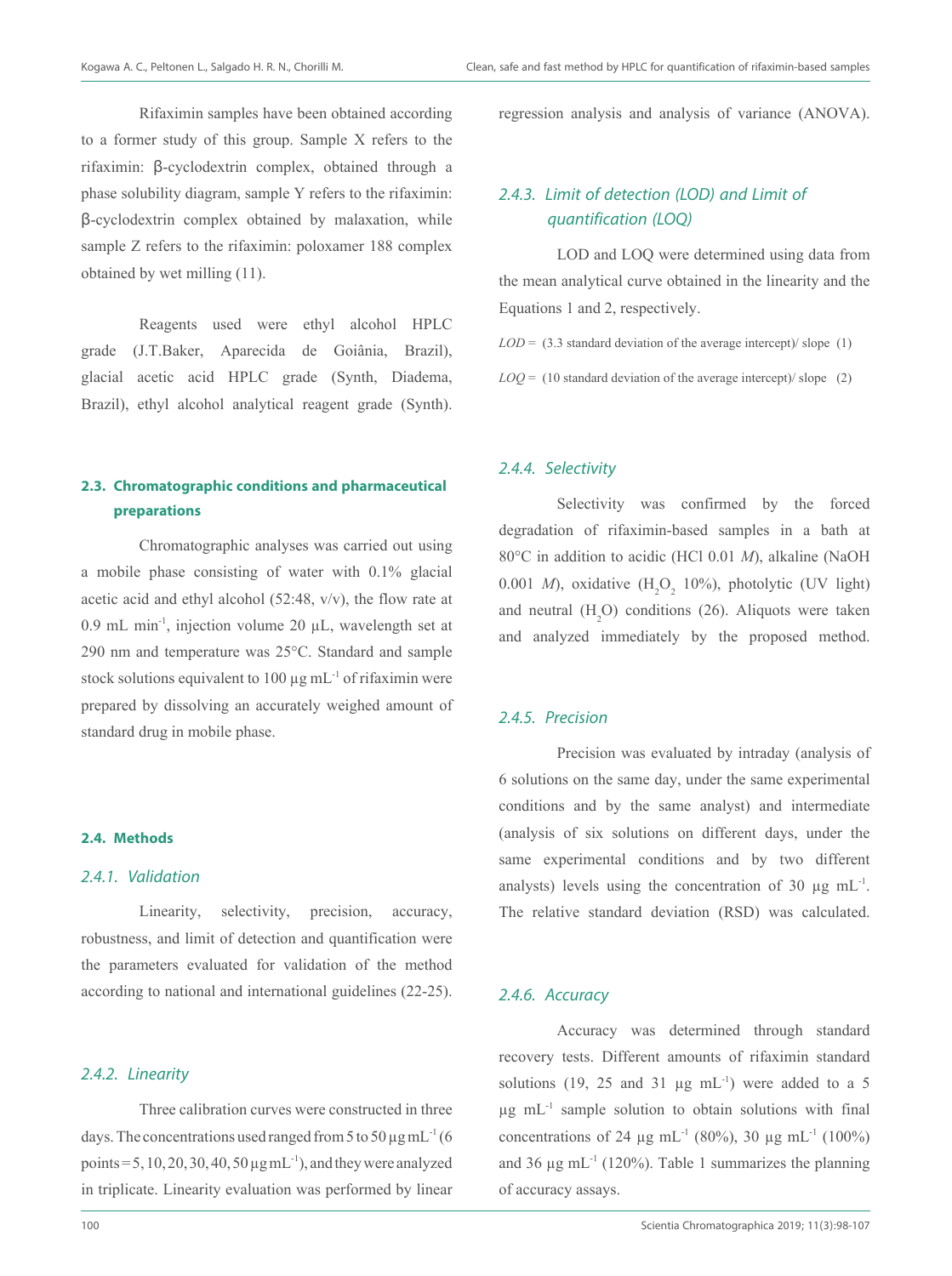Rifaximin samples have been obtained according to a former study of this group. Sample X refers to the rifaximin: β-cyclodextrin complex, obtained through a phase solubility diagram, sample Y refers to the rifaximin: β-cyclodextrin complex obtained by malaxation, while sample Z refers to the rifaximin: poloxamer 188 complex obtained by wet milling (11).

Reagents used were ethyl alcohol HPLC grade (J.T.Baker, Aparecida de Goiânia, Brazil), glacial acetic acid HPLC grade (Synth, Diadema, Brazil), ethyl alcohol analytical reagent grade (Synth).

### 2.3. Chromatographic conditions and pharmaceutical preparations

Chromatographic analyses was carried out using a mobile phase consisting of water with 0.1% glacial acetic acid and ethyl alcohol (52:48, v/v), the flow rate at 0.9 mL min$^{-1}$, injection volume 20 µL, wavelength set at 290 nm and temperature was 25°C. Standard and sample stock solutions equivalent to 100 µg mL$^{-1}$ of rifaximin were prepared by dissolving an accurately weighed amount of standard drug in mobile phase.

### 2.4. Methods

#### *2.4.1. Validation*

Linearity, selectivity, precision, accuracy, robustness, and limit of detection and quantification were the parameters evaluated for validation of the method according to national and international guidelines (22-25).

#### *2.4.2. Linearity*

Three calibration curves were constructed in three days. The concentrations used ranged from 5 to 50 µg mL$^{-1}$ (6 points = 5, 10, 20, 30, 40, 50 µg mL$^{-1}$), and they were analyzed in triplicate. Linearity evaluation was performed by linear regression analysis and analysis of variance (ANOVA).

#### *2.4.3. Limit of detection (LOD) and Limit of quantification (LOQ)*

LOD and LOQ were determined using data from the mean analytical curve obtained in the linearity and the Equations 1 and 2, respectively.

$$LOD = \text{(3.3 standard deviation of the average intercept)/ slope} \quad (1)$$

$$LOQ = \text{(10 standard deviation of the average intercept)/ slope} \quad (2)$$

#### *2.4.4. Selectivity*

Selectivity was confirmed by the forced degradation of rifaximin-based samples in a bath at 80°C in addition to acidic (HCl 0.01 *M*), alkaline (NaOH 0.001 *M*), oxidative ($H_2O_2$ 10%), photolytic (UV light) and neutral ($H_2O$) conditions (26). Aliquots were taken and analyzed immediately by the proposed method.

#### *2.4.5. Precision*

Precision was evaluated by intraday (analysis of 6 solutions on the same day, under the same experimental conditions and by the same analyst) and intermediate (analysis of six solutions on different days, under the same experimental conditions and by two different analysts) levels using the concentration of 30 µg mL$^{-1}$. The relative standard deviation (RSD) was calculated.

#### *2.4.6. Accuracy*

Accuracy was determined through standard recovery tests. Different amounts of rifaximin standard solutions (19, 25 and 31 µg mL$^{-1}$) were added to a 5 µg mL$^{-1}$ sample solution to obtain solutions with final concentrations of 24 µg mL$^{-1}$ (80%), 30 µg mL$^{-1}$ (100%) and 36 µg mL$^{-1}$ (120%). Table 1 summarizes the planning of accuracy assays.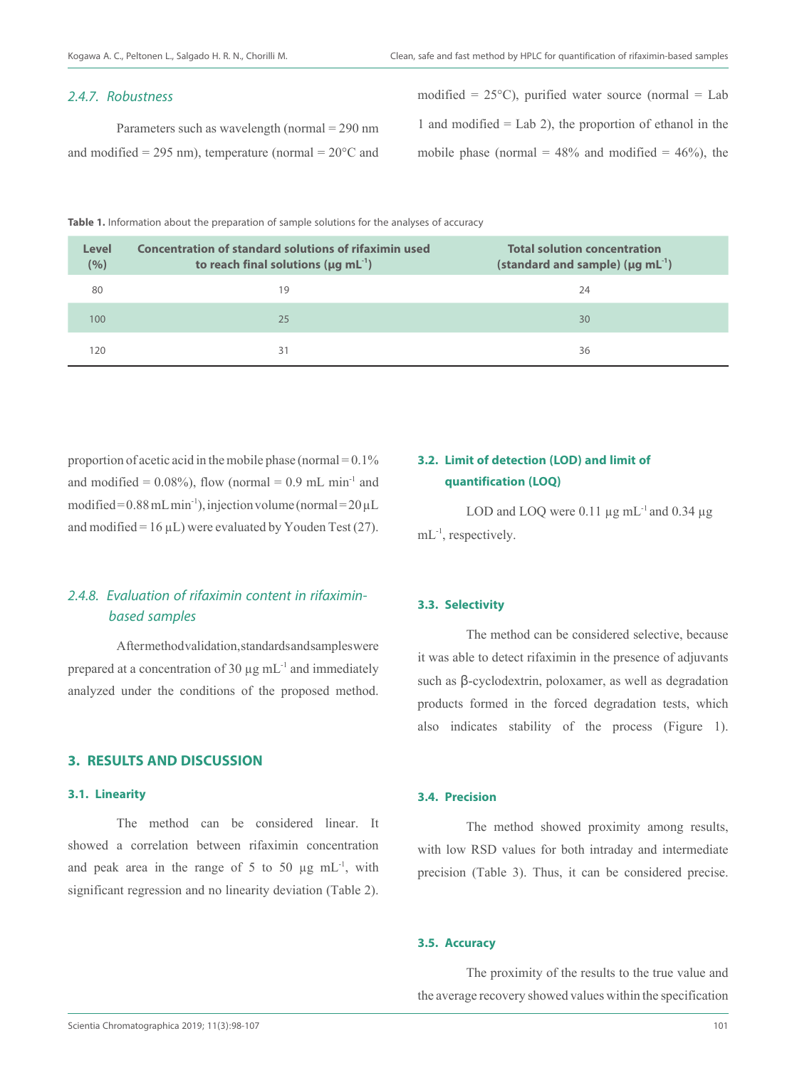### 2.4.7. Robustness

Parameters such as wavelength (normal = 290 nm and modified = 295 nm), temperature (normal = 20°C and modified = 25°C), purified water source (normal = Lab 1 and modified = Lab 2), the proportion of ethanol in the mobile phase (normal = 48% and modified = 46%), the proportion of acetic acid in the mobile phase (normal = 0.1% and modified = 0.08%), flow (normal = 0.9 mL min$^{-1}$ and modified = 0.88 mL min$^{-1}$), injection volume (normal = 20 µL and modified = 16 µL) were evaluated by Youden Test (27).

**Table 1.** Information about the preparation of sample solutions for the analyses of accuracy

| Level (%) | Concentration of standard solutions of rifaximin used to reach final solutions (µg mL$^{-1}$) | Total solution concentration (standard and sample) (µg mL$^{-1}$) |
|---|---|---|
| 80 | 19 | 24 |
| 100 | 25 | 30 |
| 120 | 31 | 36 |

### 2.4.8. Evaluation of rifaximin content in rifaximin-based samples

After method validation, standards and samples were prepared at a concentration of 30 µg mL$^{-1}$ and immediately analyzed under the conditions of the proposed method.

## 3. RESULTS AND DISCUSSION

### 3.1. Linearity

The method can be considered linear. It showed a correlation between rifaximin concentration and peak area in the range of 5 to 50 µg mL$^{-1}$, with significant regression and no linearity deviation (Table 2).

### 3.2. Limit of detection (LOD) and limit of quantification (LOQ)

LOD and LOQ were 0.11 µg mL$^{-1}$ and 0.34 µg mL$^{-1}$, respectively.

### 3.3. Selectivity

The method can be considered selective, because it was able to detect rifaximin in the presence of adjuvants such as β-cyclodextrin, poloxamer, as well as degradation products formed in the forced degradation tests, which also indicates stability of the process (Figure 1).

### 3.4. Precision

The method showed proximity among results, with low RSD values for both intraday and intermediate precision (Table 3). Thus, it can be considered precise.

### 3.5. Accuracy

The proximity of the results to the true value and the average recovery showed values within the specification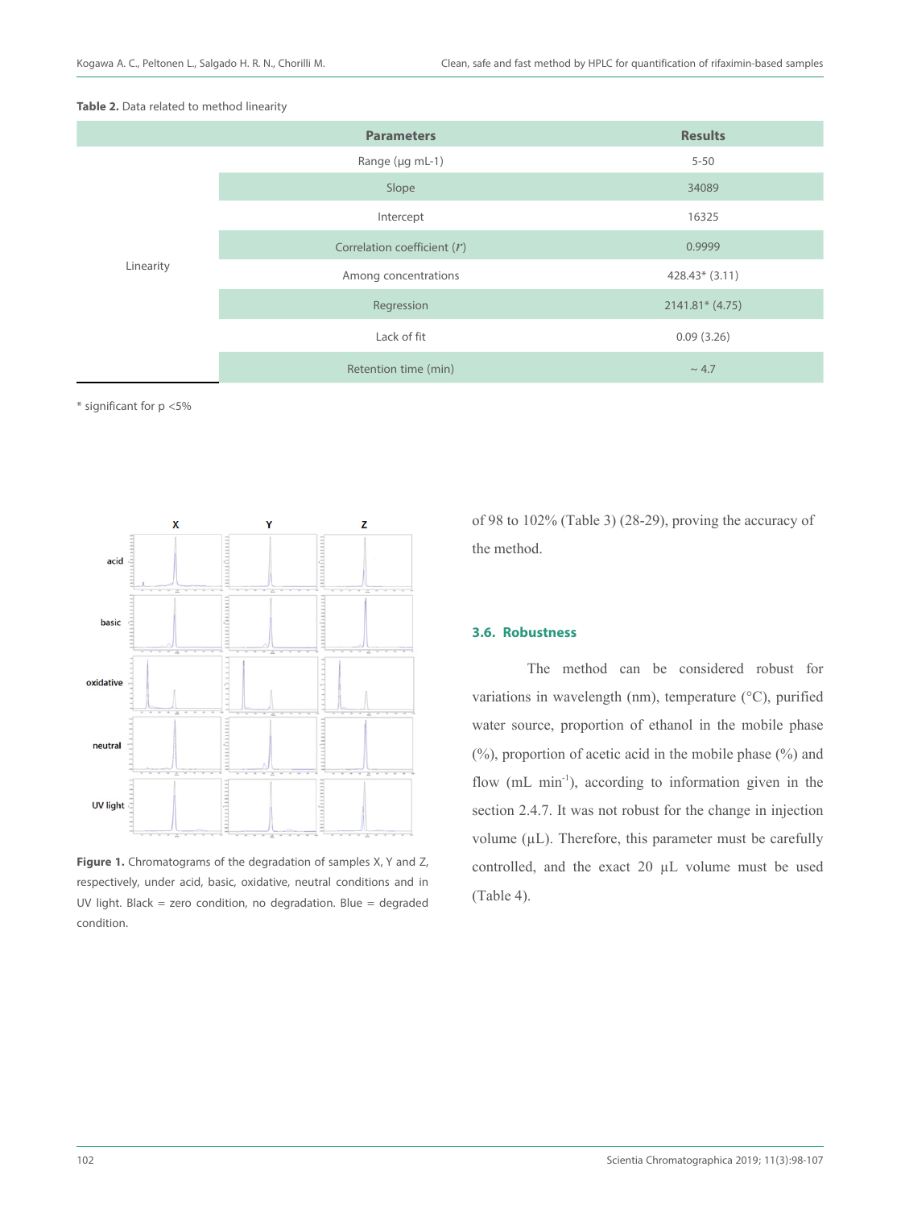**Table 2.** Data related to method linearity

| | Parameters | Results |
|---|---|---|
| Linearity | Range (µg mL-1) | 5-50 |
| | Slope | 34089 |
| | Intercept | 16325 |
| | Correlation coefficient ($r$) | 0.9999 |
| | Among concentrations | 428.43* (3.11) |
| | Regression | 2141.81* (4.75) |
| | Lack of fit | 0.09 (3.26) |
| | Retention time (min) | ~ 4.7 |

* significant for p <5%

**Figure 1.** Chromatograms of the degradation of samples X, Y and Z, respectively, under acid, basic, oxidative, neutral conditions and in UV light. Black = zero condition, no degradation. Blue = degraded condition.

of 98 to 102% (Table 3) (28-29), proving the accuracy of the method.

### 3.6. Robustness

The method can be considered robust for variations in wavelength (nm), temperature (°C), purified water source, proportion of ethanol in the mobile phase (%), proportion of acetic acid in the mobile phase (%) and flow (mL min$^{-1}$), according to information given in the section 2.4.7. It was not robust for the change in injection volume (µL). Therefore, this parameter must be carefully controlled, and the exact 20 µL volume must be used (Table 4).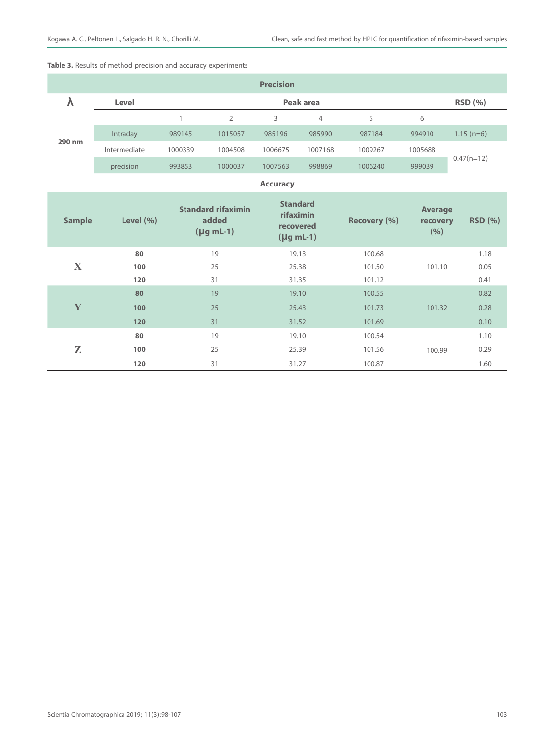**Table 3.** Results of method precision and accuracy experiments

**Precision**

| λ | Level | Peak area | | | | | | RSD (%) |
|---|---|---|---|---|---|---|---|---|
| | | 1 | 2 | 3 | 4 | 5 | 6 | |
| 290 nm | Intraday | 989145 | 1015057 | 985196 | 985990 | 987184 | 994910 | 1.15 (n=6) |
| | Intermediate precision | 1000339 | 1004508 | 1006675 | 1007168 | 1009267 | 1005688 | 0.47(n=12) |
| | | 993853 | 1000037 | 1007563 | 998869 | 1006240 | 999039 | |

**Accuracy**

| Sample | Level (%) | Standard rifaximin added (µg mL-1) | Standard rifaximin recovered (µg mL-1) | Recovery (%) | Average recovery (%) | RSD (%) |
|---|---|---|---|---|---|---|
| X | **80** | 19 | 19.13 | 100.68 | 101.10 | 1.18 |
| | **100** | 25 | 25.38 | 101.50 | | 0.05 |
| | **120** | 31 | 31.35 | 101.12 | | 0.41 |
| Y | **80** | 19 | 19.10 | 100.55 | 101.32 | 0.82 |
| | **100** | 25 | 25.43 | 101.73 | | 0.28 |
| | **120** | 31 | 31.52 | 101.69 | | 0.10 |
| Z | **80** | 19 | 19.10 | 100.54 | 100.99 | 1.10 |
| | **100** | 25 | 25.39 | 101.56 | | 0.29 |
| | **120** | 31 | 31.27 | 100.87 | | 1.60 |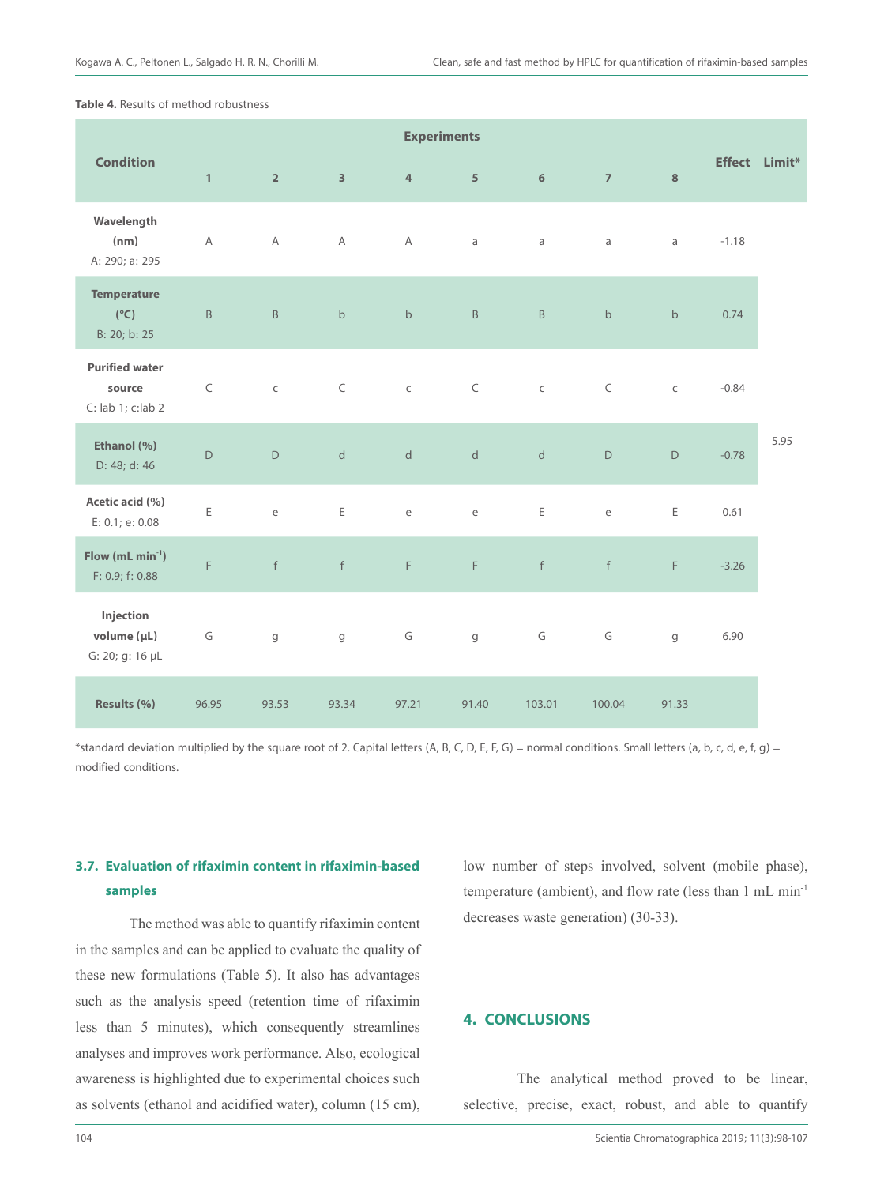**Table 4.** Results of method robustness

| Condition | Experiments | | | | | | | | Effect | Limit* |
|---|---|---|---|---|---|---|---|---|---|---|
| | 1 | 2 | 3 | 4 | 5 | 6 | 7 | 8 | | |
| **Wavelength (nm)** A: 290; a: 295 | A | A | A | A | a | a | a | a | -1.18 | 5.95 |
| **Temperature (°C)** B: 20; b: 25 | B | B | b | b | B | B | b | b | 0.74 | |
| **Purified water source** C: lab 1; c:lab 2 | C | c | C | c | C | c | C | c | -0.84 | |
| **Ethanol (%)** D: 48; d: 46 | D | D | d | d | d | d | D | D | -0.78 | |
| **Acetic acid (%)** E: 0.1; e: 0.08 | E | e | E | e | e | E | e | E | 0.61 | |
| **Flow (mL min$^{-1}$)** F: 0.9; f: 0.88 | F | f | f | F | F | f | f | F | -3.26 | |
| **Injection volume (µL)** G: 20; g: 16 µL | G | g | g | G | g | G | G | g | 6.90 | |
| **Results (%)** | 96.95 | 93.53 | 93.34 | 97.21 | 91.40 | 103.01 | 100.04 | 91.33 | | |

*standard deviation multiplied by the square root of 2. Capital letters (A, B, C, D, E, F, G) = normal conditions. Small letters (a, b, c, d, e, f, g) = modified conditions.

### 3.7. Evaluation of rifaximin content in rifaximin-based samples

The method was able to quantify rifaximin content in the samples and can be applied to evaluate the quality of these new formulations (Table 5). It also has advantages such as the analysis speed (retention time of rifaximin less than 5 minutes), which consequently streamlines analyses and improves work performance. Also, ecological awareness is highlighted due to experimental choices such as solvents (ethanol and acidified water), column (15 cm), low number of steps involved, solvent (mobile phase), temperature (ambient), and flow rate (less than 1 mL min$^{-1}$ decreases waste generation) (30-33).

## 4. CONCLUSIONS

The analytical method proved to be linear, selective, precise, exact, robust, and able to quantify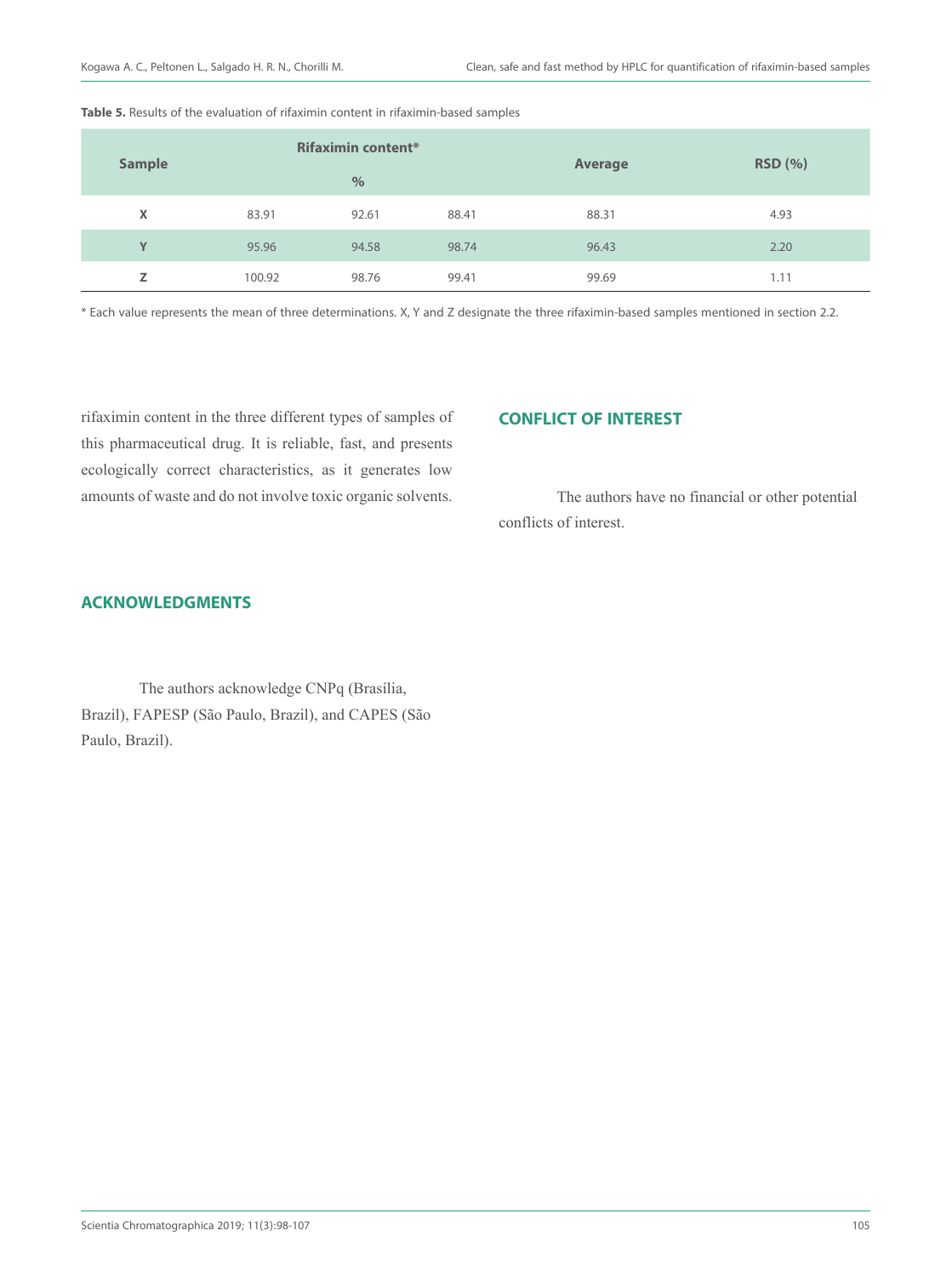**Table 5.** Results of the evaluation of rifaximin content in rifaximin-based samples

| Sample | Rifaximin content* % | | | Average | RSD (%) |
|---|---|---|---|---|---|
| X | 83.91 | 92.61 | 88.41 | 88.31 | 4.93 |
| Y | 95.96 | 94.58 | 98.74 | 96.43 | 2.20 |
| Z | 100.92 | 98.76 | 99.41 | 99.69 | 1.11 |

* Each value represents the mean of three determinations. X, Y and Z designate the three rifaximin-based samples mentioned in section 2.2.

rifaximin content in the three different types of samples of this pharmaceutical drug. It is reliable, fast, and presents ecologically correct characteristics, as it generates low amounts of waste and do not involve toxic organic solvents.

## CONFLICT OF INTEREST

The authors have no financial or other potential conflicts of interest.

## ACKNOWLEDGMENTS

The authors acknowledge CNPq (Brasília, Brazil), FAPESP (São Paulo, Brazil), and CAPES (São Paulo, Brazil).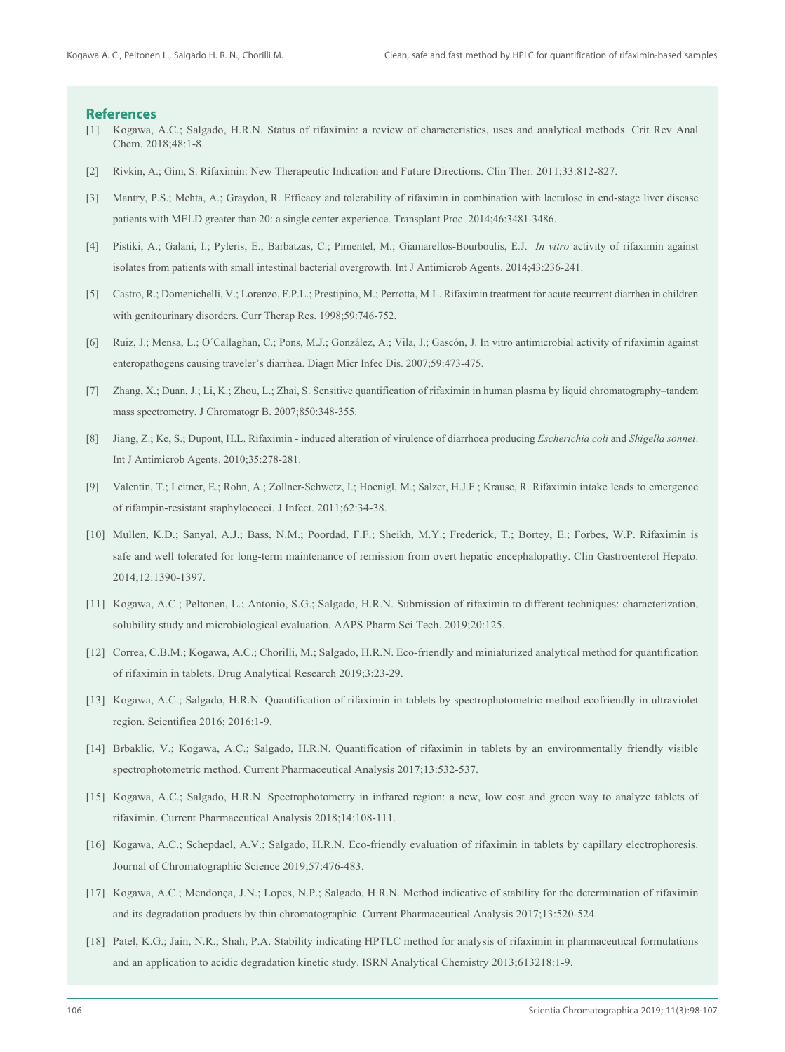## References

[1] Kogawa, A.C.; Salgado, H.R.N. Status of rifaximin: a review of characteristics, uses and analytical methods. Crit Rev Anal Chem. 2018;48:1-8.

[2] Rivkin, A.; Gim, S. Rifaximin: New Therapeutic Indication and Future Directions. Clin Ther. 2011;33:812-827.

[3] Mantry, P.S.; Mehta, A.; Graydon, R. Efficacy and tolerability of rifaximin in combination with lactulose in end-stage liver disease patients with MELD greater than 20: a single center experience. Transplant Proc. 2014;46:3481-3486.

[4] Pistiki, A.; Galani, I.; Pyleris, E.; Barbatzas, C.; Pimentel, M.; Giamarellos-Bourboulis, E.J. *In vitro* activity of rifaximin against isolates from patients with small intestinal bacterial overgrowth. Int J Antimicrob Agents. 2014;43:236-241.

[5] Castro, R.; Domenichelli, V.; Lorenzo, F.P.L.; Prestipino, M.; Perrotta, M.L. Rifaximin treatment for acute recurrent diarrhea in children with genitourinary disorders. Curr Therap Res. 1998;59:746-752.

[6] Ruiz, J.; Mensa, L.; O´Callaghan, C.; Pons, M.J.; González, A.; Vila, J.; Gascón, J. In vitro antimicrobial activity of rifaximin against enteropathogens causing traveler's diarrhea. Diagn Micr Infec Dis. 2007;59:473-475.

[7] Zhang, X.; Duan, J.; Li, K.; Zhou, L.; Zhai, S. Sensitive quantification of rifaximin in human plasma by liquid chromatography–tandem mass spectrometry. J Chromatogr B. 2007;850:348-355.

[8] Jiang, Z.; Ke, S.; Dupont, H.L. Rifaximin - induced alteration of virulence of diarrhoea producing *Escherichia coli* and *Shigella sonnei*. Int J Antimicrob Agents. 2010;35:278-281.

[9] Valentin, T.; Leitner, E.; Rohn, A.; Zollner-Schwetz, I.; Hoenigl, M.; Salzer, H.J.F.; Krause, R. Rifaximin intake leads to emergence of rifampin-resistant staphylococci. J Infect. 2011;62:34-38.

[10] Mullen, K.D.; Sanyal, A.J.; Bass, N.M.; Poordad, F.F.; Sheikh, M.Y.; Frederick, T.; Bortey, E.; Forbes, W.P. Rifaximin is safe and well tolerated for long-term maintenance of remission from overt hepatic encephalopathy. Clin Gastroenterol Hepato. 2014;12:1390-1397.

[11] Kogawa, A.C.; Peltonen, L.; Antonio, S.G.; Salgado, H.R.N. Submission of rifaximin to different techniques: characterization, solubility study and microbiological evaluation. AAPS Pharm Sci Tech. 2019;20:125.

[12] Correa, C.B.M.; Kogawa, A.C.; Chorilli, M.; Salgado, H.R.N. Eco-friendly and miniaturized analytical method for quantification of rifaximin in tablets. Drug Analytical Research 2019;3:23-29.

[13] Kogawa, A.C.; Salgado, H.R.N. Quantification of rifaximin in tablets by spectrophotometric method ecofriendly in ultraviolet region. Scientifica 2016; 2016:1-9.

[14] Brbaklic, V.; Kogawa, A.C.; Salgado, H.R.N. Quantification of rifaximin in tablets by an environmentally friendly visible spectrophotometric method. Current Pharmaceutical Analysis 2017;13:532-537.

[15] Kogawa, A.C.; Salgado, H.R.N. Spectrophotometry in infrared region: a new, low cost and green way to analyze tablets of rifaximin. Current Pharmaceutical Analysis 2018;14:108-111.

[16] Kogawa, A.C.; Schepdael, A.V.; Salgado, H.R.N. Eco-friendly evaluation of rifaximin in tablets by capillary electrophoresis. Journal of Chromatographic Science 2019;57:476-483.

[17] Kogawa, A.C.; Mendonça, J.N.; Lopes, N.P.; Salgado, H.R.N. Method indicative of stability for the determination of rifaximin and its degradation products by thin chromatographic. Current Pharmaceutical Analysis 2017;13:520-524.

[18] Patel, K.G.; Jain, N.R.; Shah, P.A. Stability indicating HPTLC method for analysis of rifaximin in pharmaceutical formulations and an application to acidic degradation kinetic study. ISRN Analytical Chemistry 2013;613218:1-9.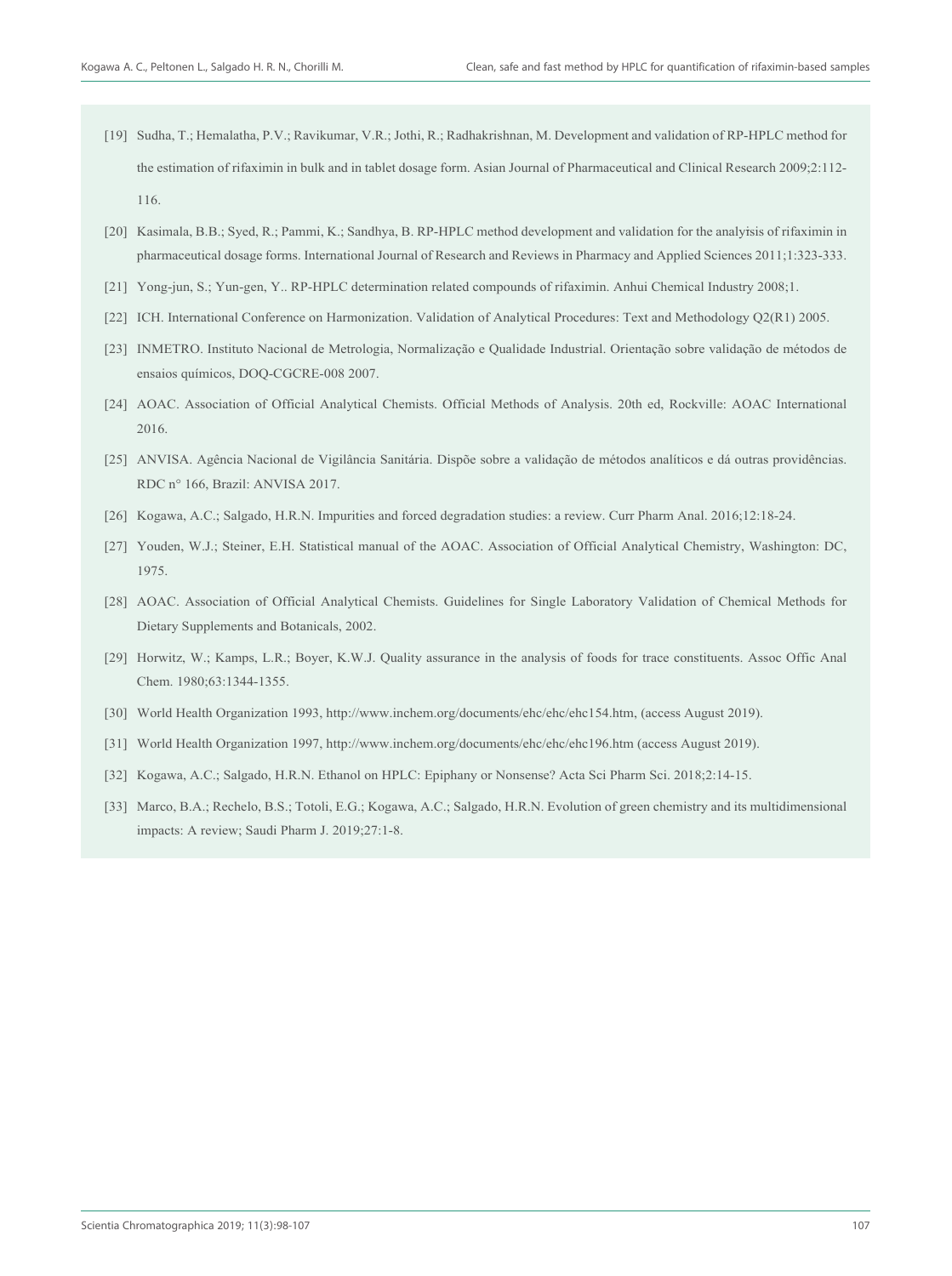[19] Sudha, T.; Hemalatha, P.V.; Ravikumar, V.R.; Jothi, R.; Radhakrishnan, M. Development and validation of RP-HPLC method for the estimation of rifaximin in bulk and in tablet dosage form. Asian Journal of Pharmaceutical and Clinical Research 2009;2:112-116.

[20] Kasimala, B.B.; Syed, R.; Pammi, K.; Sandhya, B. RP-HPLC method development and validation for the analyisis of rifaximin in pharmaceutical dosage forms. International Journal of Research and Reviews in Pharmacy and Applied Sciences 2011;1:323-333.

[21] Yong-jun, S.; Yun-gen, Y.. RP-HPLC determination related compounds of rifaximin. Anhui Chemical Industry 2008;1.

[22] ICH. International Conference on Harmonization. Validation of Analytical Procedures: Text and Methodology Q2(R1) 2005.

[23] INMETRO. Instituto Nacional de Metrologia, Normalização e Qualidade Industrial. Orientação sobre validação de métodos de ensaios químicos, DOQ-CGCRE-008 2007.

[24] AOAC. Association of Official Analytical Chemists. Official Methods of Analysis. 20th ed, Rockville: AOAC International 2016.

[25] ANVISA. Agência Nacional de Vigilância Sanitária. Dispõe sobre a validação de métodos analíticos e dá outras providências. RDC n° 166, Brazil: ANVISA 2017.

[26] Kogawa, A.C.; Salgado, H.R.N. Impurities and forced degradation studies: a review. Curr Pharm Anal. 2016;12:18-24.

[27] Youden, W.J.; Steiner, E.H. Statistical manual of the AOAC. Association of Official Analytical Chemistry, Washington: DC, 1975.

[28] AOAC. Association of Official Analytical Chemists. Guidelines for Single Laboratory Validation of Chemical Methods for Dietary Supplements and Botanicals, 2002.

[29] Horwitz, W.; Kamps, L.R.; Boyer, K.W.J. Quality assurance in the analysis of foods for trace constituents. Assoc Offic Anal Chem. 1980;63:1344-1355.

[30] World Health Organization 1993, http://www.inchem.org/documents/ehc/ehc/ehc154.htm, (access August 2019).

[31] World Health Organization 1997, http://www.inchem.org/documents/ehc/ehc/ehc196.htm (access August 2019).

[32] Kogawa, A.C.; Salgado, H.R.N. Ethanol on HPLC: Epiphany or Nonsense? Acta Sci Pharm Sci. 2018;2:14-15.

[33] Marco, B.A.; Rechelo, B.S.; Totoli, E.G.; Kogawa, A.C.; Salgado, H.R.N. Evolution of green chemistry and its multidimensional impacts: A review; Saudi Pharm J. 2019;27:1-8.